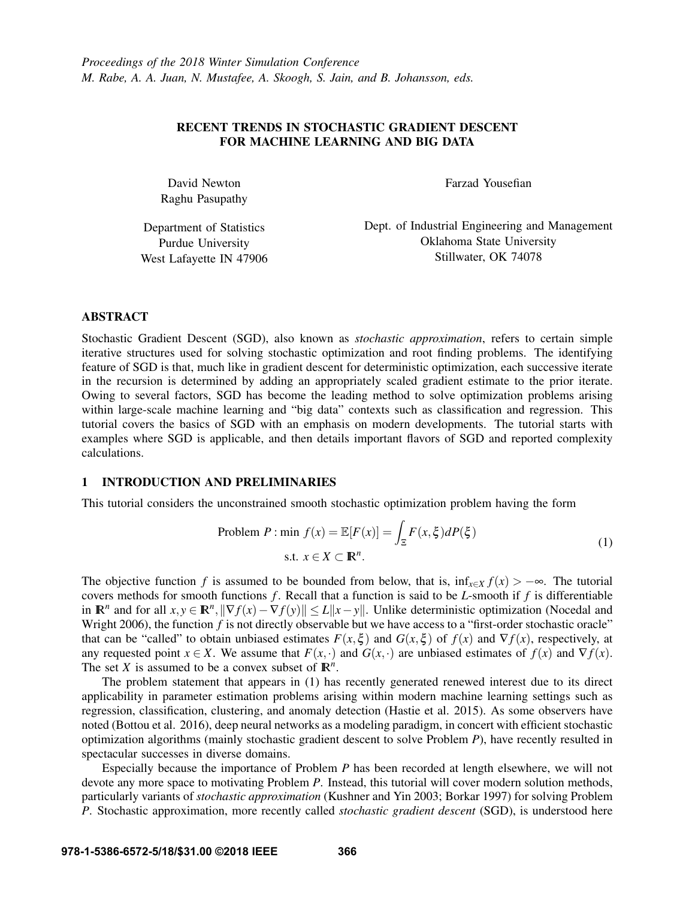*Proceedings of the 2018 Winter Simulation Conference*
*M. Rabe, A. A. Juan, N. Mustafee, A. Skoogh, S. Jain, and B. Johansson, eds.*

# RECENT TRENDS IN STOCHASTIC GRADIENT DESCENT FOR MACHINE LEARNING AND BIG DATA

David Newton
Raghu Pasupathy

Department of Statistics
Purdue University
West Lafayette IN 47906

Farzad Yousefian

Dept. of Industrial Engineering and Management
Oklahoma State University
Stillwater, OK 74078

## ABSTRACT

Stochastic Gradient Descent (SGD), also known as *stochastic approximation*, refers to certain simple iterative structures used for solving stochastic optimization and root finding problems. The identifying feature of SGD is that, much like in gradient descent for deterministic optimization, each successive iterate in the recursion is determined by adding an appropriately scaled gradient estimate to the prior iterate. Owing to several factors, SGD has become the leading method to solve optimization problems arising within large-scale machine learning and "big data" contexts such as classification and regression. This tutorial covers the basics of SGD with an emphasis on modern developments. The tutorial starts with examples where SGD is applicable, and then details important flavors of SGD and reported complexity calculations.

## 1 INTRODUCTION AND PRELIMINARIES

This tutorial considers the unconstrained smooth stochastic optimization problem having the form

$$
\begin{aligned}
\text{Problem } P : \min\ & f(x) = \mathbb{E}[F(x)] = \int_{\Xi} F(x,\xi)\, dP(\xi) \\
\text{s.t. }\ & x \in X \subset \mathbb{R}^n.
\end{aligned}
\tag{1}
$$

The objective function $f$ is assumed to be bounded from below, that is, $\inf_{x\in X} f(x) > -\infty$. The tutorial covers methods for smooth functions $f$. Recall that a function is said to be $L$-smooth if $f$ is differentiable in $\mathbb{R}^n$ and for all $x, y \in \mathbb{R}^n, \|\nabla f(x) - \nabla f(y)\| \le L\|x - y\|$. Unlike deterministic optimization (Nocedal and Wright 2006), the function $f$ is not directly observable but we have access to a "first-order stochastic oracle" that can be "called" to obtain unbiased estimates $F(x,\xi)$ and $G(x,\xi)$ of $f(x)$ and $\nabla f(x)$, respectively, at any requested point $x \in X$. We assume that $F(x,\cdot)$ and $G(x,\cdot)$ are unbiased estimates of $f(x)$ and $\nabla f(x)$. The set $X$ is assumed to be a convex subset of $\mathbb{R}^n$.

The problem statement that appears in (1) has recently generated renewed interest due to its direct applicability in parameter estimation problems arising within modern machine learning settings such as regression, classification, clustering, and anomaly detection (Hastie et al. 2015). As some observers have noted (Bottou et al. 2016), deep neural networks as a modeling paradigm, in concert with efficient stochastic optimization algorithms (mainly stochastic gradient descent to solve Problem $P$), have recently resulted in spectacular successes in diverse domains.

Especially because the importance of Problem $P$ has been recorded at length elsewhere, we will not devote any more space to motivating Problem $P$. Instead, this tutorial will cover modern solution methods, particularly variants of *stochastic approximation* (Kushner and Yin 2003; Borkar 1997) for solving Problem $P$. Stochastic approximation, more recently called *stochastic gradient descent* (SGD), is understood here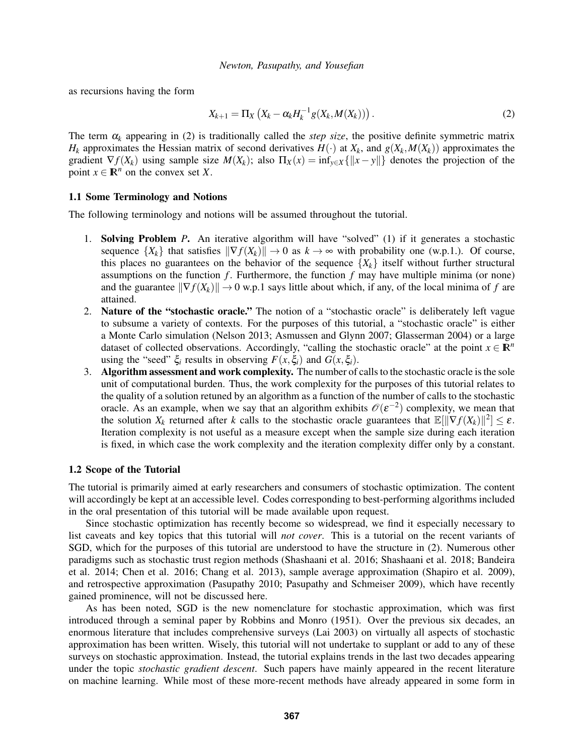as recursions having the form

$$X_{k+1} = \Pi_X \left( X_k - \alpha_k H_k^{-1} g(X_k, M(X_k)) \right). \tag{2}$$

The term $\alpha_k$ appearing in (2) is traditionally called the *step size*, the positive definite symmetric matrix $H_k$ approximates the Hessian matrix of second derivatives $H(\cdot)$ at $X_k$, and $g(X_k, M(X_k))$ approximates the gradient $\nabla f(X_k)$ using sample size $M(X_k)$; also $\Pi_X(x) = \inf_{y \in X}\{\|x - y\|\}$ denotes the projection of the point $x \in \mathbb{R}^n$ on the convex set $X$.

### 1.1 Some Terminology and Notions

The following terminology and notions will be assumed throughout the tutorial.

1. **Solving Problem** $P$. An iterative algorithm will have "solved" (1) if it generates a stochastic sequence $\{X_k\}$ that satisfies $\|\nabla f(X_k)\| \to 0$ as $k \to \infty$ with probability one (w.p.1.). Of course, this places no guarantees on the behavior of the sequence $\{X_k\}$ itself without further structural assumptions on the function $f$. Furthermore, the function $f$ may have multiple minima (or none) and the guarantee $\|\nabla f(X_k)\| \to 0$ w.p.1 says little about which, if any, of the local minima of $f$ are attained.
2. **Nature of the "stochastic oracle."** The notion of a "stochastic oracle" is deliberately left vague to subsume a variety of contexts. For the purposes of this tutorial, a "stochastic oracle" is either a Monte Carlo simulation (Nelson 2013; Asmussen and Glynn 2007; Glasserman 2004) or a large dataset of collected observations. Accordingly, "calling the stochastic oracle" at the point $x \in \mathbb{R}^n$ using the "seed" $\xi_i$ results in observing $F(x, \xi_i)$ and $G(x, \xi_i)$.
3. **Algorithm assessment and work complexity.** The number of calls to the stochastic oracle is the sole unit of computational burden. Thus, the work complexity for the purposes of this tutorial relates to the quality of a solution retuned by an algorithm as a function of the number of calls to the stochastic oracle. As an example, when we say that an algorithm exhibits $\mathcal{O}(\varepsilon^{-2})$ complexity, we mean that the solution $X_k$ returned after $k$ calls to the stochastic oracle guarantees that $\mathbb{E}[\|\nabla f(X_k)\|^2] \leq \varepsilon$. Iteration complexity is not useful as a measure except when the sample size during each iteration is fixed, in which case the work complexity and the iteration complexity differ only by a constant.

### 1.2 Scope of the Tutorial

The tutorial is primarily aimed at early researchers and consumers of stochastic optimization. The content will accordingly be kept at an accessible level. Codes corresponding to best-performing algorithms included in the oral presentation of this tutorial will be made available upon request.

Since stochastic optimization has recently become so widespread, we find it especially necessary to list caveats and key topics that this tutorial will *not cover*. This is a tutorial on the recent variants of SGD, which for the purposes of this tutorial are understood to have the structure in (2). Numerous other paradigms such as stochastic trust region methods (Shashaani et al. 2016; Shashaani et al. 2018; Bandeira et al. 2014; Chen et al. 2016; Chang et al. 2013), sample average approximation (Shapiro et al. 2009), and retrospective approximation (Pasupathy 2010; Pasupathy and Schmeiser 2009), which have recently gained prominence, will not be discussed here.

As has been noted, SGD is the new nomenclature for stochastic approximation, which was first introduced through a seminal paper by Robbins and Monro (1951). Over the previous six decades, an enormous literature that includes comprehensive surveys (Lai 2003) on virtually all aspects of stochastic approximation has been written. Wisely, this tutorial will not undertake to supplant or add to any of these surveys on stochastic approximation. Instead, the tutorial explains trends in the last two decades appearing under the topic *stochastic gradient descent*. Such papers have mainly appeared in the recent literature on machine learning. While most of these more-recent methods have already appeared in some form in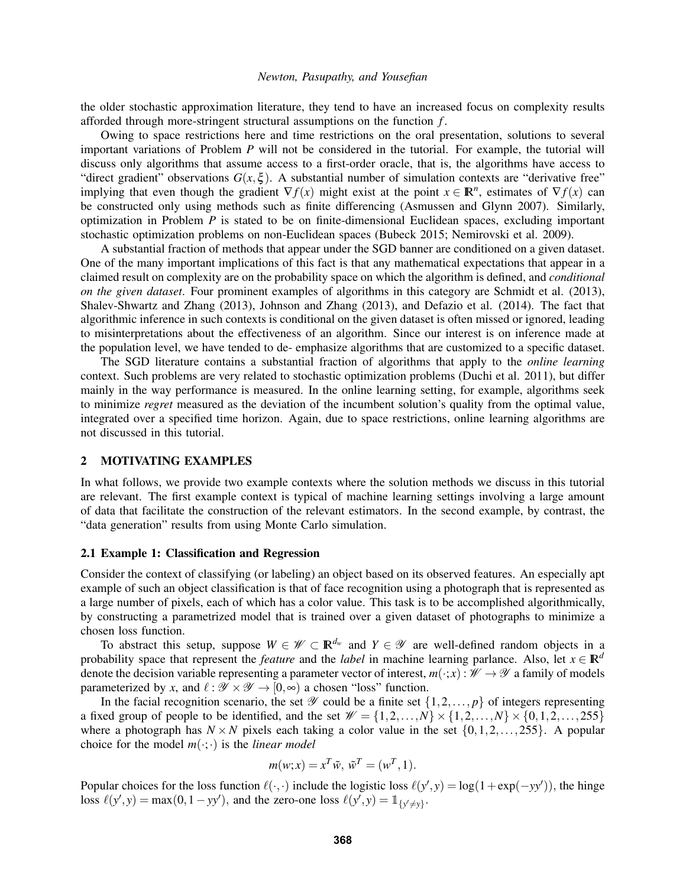the older stochastic approximation literature, they tend to have an increased focus on complexity results afforded through more-stringent structural assumptions on the function $f$.

Owing to space restrictions here and time restrictions on the oral presentation, solutions to several important variations of Problem $P$ will not be considered in the tutorial. For example, the tutorial will discuss only algorithms that assume access to a first-order oracle, that is, the algorithms have access to "direct gradient" observations $G(x,\xi)$. A substantial number of simulation contexts are "derivative free" implying that even though the gradient $\nabla f(x)$ might exist at the point $x \in \mathbb{R}^n$, estimates of $\nabla f(x)$ can be constructed only using methods such as finite differencing (Asmussen and Glynn 2007). Similarly, optimization in Problem $P$ is stated to be on finite-dimensional Euclidean spaces, excluding important stochastic optimization problems on non-Euclidean spaces (Bubeck 2015; Nemirovski et al. 2009).

A substantial fraction of methods that appear under the SGD banner are conditioned on a given dataset. One of the many important implications of this fact is that any mathematical expectations that appear in a claimed result on complexity are on the probability space on which the algorithm is defined, and *conditional on the given dataset*. Four prominent examples of algorithms in this category are Schmidt et al. (2013), Shalev-Shwartz and Zhang (2013), Johnson and Zhang (2013), and Defazio et al. (2014). The fact that algorithmic inference in such contexts is conditional on the given dataset is often missed or ignored, leading to misinterpretations about the effectiveness of an algorithm. Since our interest is on inference made at the population level, we have tended to de- emphasize algorithms that are customized to a specific dataset.

The SGD literature contains a substantial fraction of algorithms that apply to the *online learning* context. Such problems are very related to stochastic optimization problems (Duchi et al. 2011), but differ mainly in the way performance is measured. In the online learning setting, for example, algorithms seek to minimize *regret* measured as the deviation of the incumbent solution's quality from the optimal value, integrated over a specified time horizon. Again, due to space restrictions, online learning algorithms are not discussed in this tutorial.

## 2 MOTIVATING EXAMPLES

In what follows, we provide two example contexts where the solution methods we discuss in this tutorial are relevant. The first example context is typical of machine learning settings involving a large amount of data that facilitate the construction of the relevant estimators. In the second example, by contrast, the "data generation" results from using Monte Carlo simulation.

### 2.1 Example 1: Classification and Regression

Consider the context of classifying (or labeling) an object based on its observed features. An especially apt example of such an object classification is that of face recognition using a photograph that is represented as a large number of pixels, each of which has a color value. This task is to be accomplished algorithmically, by constructing a parametrized model that is trained over a given dataset of photographs to minimize a chosen loss function.

To abstract this setup, suppose $W \in \mathscr{W} \subset \mathbb{R}^{d_w}$ and $Y \in \mathscr{Y}$ are well-defined random objects in a probability space that represent the *feature* and the *label* in machine learning parlance. Also, let $x \in \mathbb{R}^d$ denote the decision variable representing a parameter vector of interest, $m(\cdot;x) : \mathscr{W} \to \mathscr{Y}$ a family of models parameterized by $x$, and $\ell : \mathscr{Y} \times \mathscr{Y} \to [0,\infty)$ a chosen "loss" function.

In the facial recognition scenario, the set $\mathscr{Y}$ could be a finite set $\{1,2,\ldots,p\}$ of integers representing a fixed group of people to be identified, and the set $\mathscr{W} = \{1,2,\ldots,N\} \times \{1,2,\ldots,N\} \times \{0,1,2,\ldots,255\}$ where a photograph has $N \times N$ pixels each taking a color value in the set $\{0,1,2,\ldots,255\}$. A popular choice for the model $m(\cdot;\cdot)$ is the *linear model*

$$m(w;x) = x^T \tilde{w}, \; \tilde{w}^T = (w^T, 1).$$

Popular choices for the loss function $\ell(\cdot,\cdot)$ include the logistic loss $\ell(y',y) = \log(1+\exp(-yy'))$, the hinge loss $\ell(y',y) = \max(0, 1-yy')$, and the zero-one loss $\ell(y',y) = \mathbb{1}_{\{y' \neq y\}}$.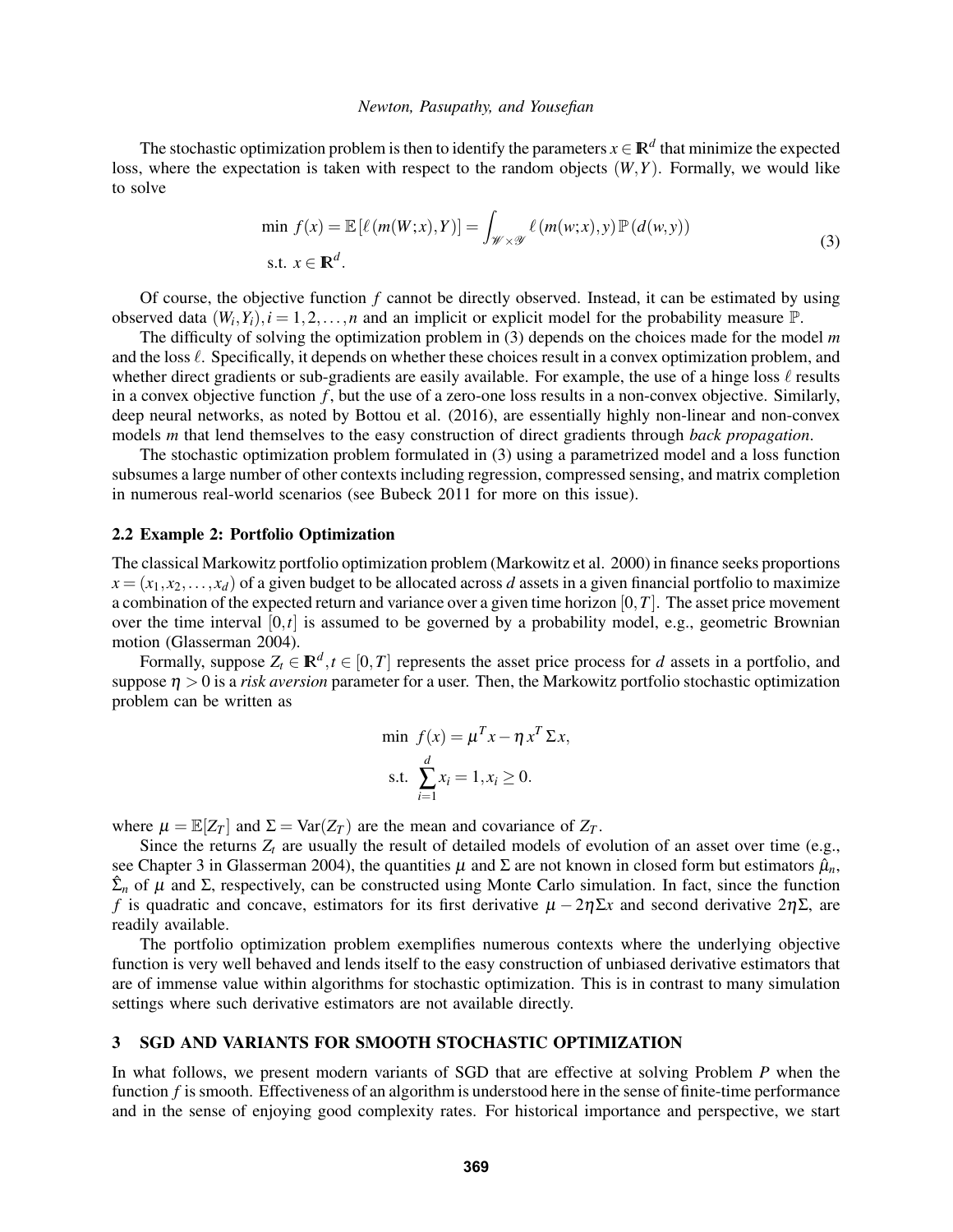The stochastic optimization problem is then to identify the parameters $x \in \mathbb{R}^d$ that minimize the expected loss, where the expectation is taken with respect to the random objects $(W,Y)$. Formally, we would like to solve

$$
\begin{aligned}
&\min \ f(x) = \mathbb{E}\left[\ell\left(m(W;x),Y\right)\right] = \int_{\mathscr{W}\times\mathscr{Y}} \ell\left(m(w;x),y\right)\mathbb{P}\left(d(w,y)\right) \\
&\text{s.t. } x \in \mathbb{R}^d.
\end{aligned}
\tag{3}
$$

Of course, the objective function $f$ cannot be directly observed. Instead, it can be estimated by using observed data $(W_i,Y_i), i = 1,2,\ldots,n$ and an implicit or explicit model for the probability measure $\mathbb{P}$.

The difficulty of solving the optimization problem in (3) depends on the choices made for the model $m$ and the loss $\ell$. Specifically, it depends on whether these choices result in a convex optimization problem, and whether direct gradients or sub-gradients are easily available. For example, the use of a hinge loss $\ell$ results in a convex objective function $f$, but the use of a zero-one loss results in a non-convex objective. Similarly, deep neural networks, as noted by Bottou et al. (2016), are essentially highly non-linear and non-convex models $m$ that lend themselves to the easy construction of direct gradients through *back propagation*.

The stochastic optimization problem formulated in (3) using a parametrized model and a loss function subsumes a large number of other contexts including regression, compressed sensing, and matrix completion in numerous real-world scenarios (see Bubeck 2011 for more on this issue).

### 2.2 Example 2: Portfolio Optimization

The classical Markowitz portfolio optimization problem (Markowitz et al. 2000) in finance seeks proportions $x = (x_1,x_2,\ldots,x_d)$ of a given budget to be allocated across $d$ assets in a given financial portfolio to maximize a combination of the expected return and variance over a given time horizon $[0,T]$. The asset price movement over the time interval $[0,t]$ is assumed to be governed by a probability model, e.g., geometric Brownian motion (Glasserman 2004).

Formally, suppose $Z_t \in \mathbb{R}^d, t \in [0,T]$ represents the asset price process for $d$ assets in a portfolio, and suppose $\eta > 0$ is a *risk aversion* parameter for a user. Then, the Markowitz portfolio stochastic optimization problem can be written as

$$
\begin{aligned}
&\min \ f(x) = \mu^T x - \eta\, x^T \Sigma x, \\
&\text{s.t. } \sum_{i=1}^{d} x_i = 1, x_i \geq 0.
\end{aligned}
$$

where $\mu = \mathbb{E}[Z_T]$ and $\Sigma = \text{Var}(Z_T)$ are the mean and covariance of $Z_T$.

Since the returns $Z_t$ are usually the result of detailed models of evolution of an asset over time (e.g., see Chapter 3 in Glasserman 2004), the quantities $\mu$ and $\Sigma$ are not known in closed form but estimators $\hat{\mu}_n$, $\hat{\Sigma}_n$ of $\mu$ and $\Sigma$, respectively, can be constructed using Monte Carlo simulation. In fact, since the function $f$ is quadratic and concave, estimators for its first derivative $\mu - 2\eta\Sigma x$ and second derivative $2\eta\Sigma$, are readily available.

The portfolio optimization problem exemplifies numerous contexts where the underlying objective function is very well behaved and lends itself to the easy construction of unbiased derivative estimators that are of immense value within algorithms for stochastic optimization. This is in contrast to many simulation settings where such derivative estimators are not available directly.

## 3 SGD AND VARIANTS FOR SMOOTH STOCHASTIC OPTIMIZATION

In what follows, we present modern variants of SGD that are effective at solving Problem $P$ when the function $f$ is smooth. Effectiveness of an algorithm is understood here in the sense of finite-time performance and in the sense of enjoying good complexity rates. For historical importance and perspective, we start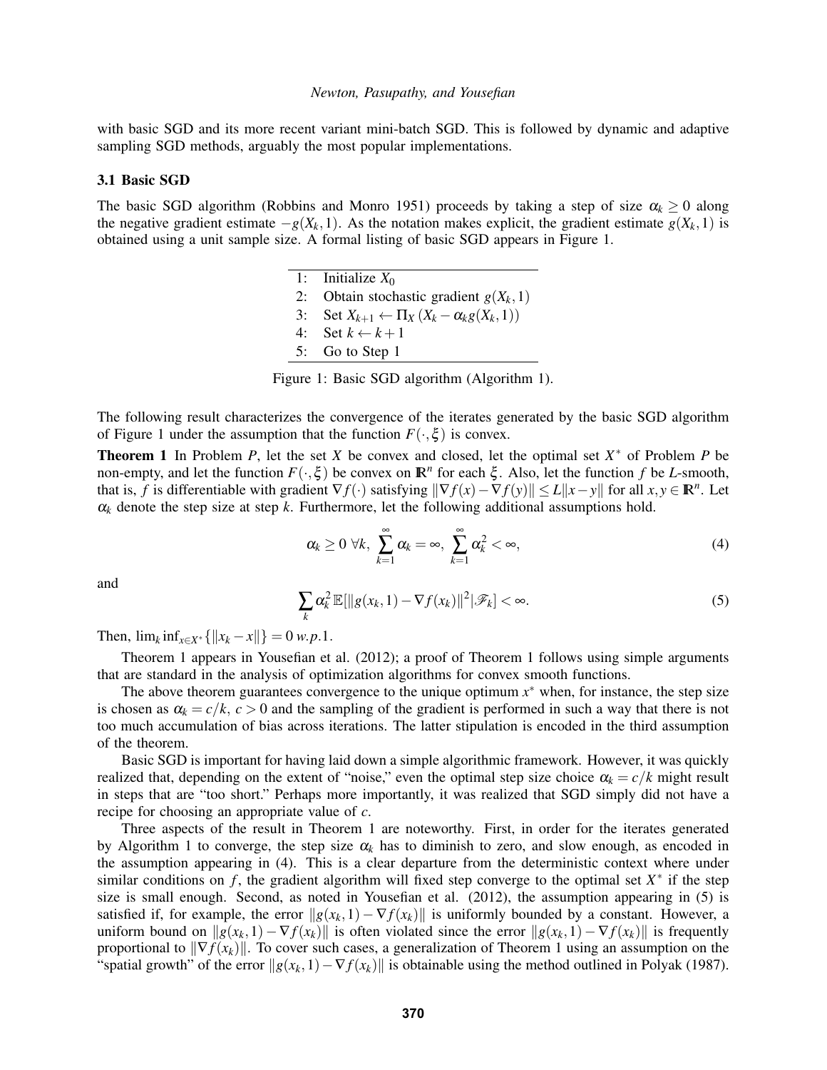with basic SGD and its more recent variant mini-batch SGD. This is followed by dynamic and adaptive sampling SGD methods, arguably the most popular implementations.

### 3.1 Basic SGD

The basic SGD algorithm (Robbins and Monro 1951) proceeds by taking a step of size $\alpha_k \geq 0$ along the negative gradient estimate $-g(X_k, 1)$. As the notation makes explicit, the gradient estimate $g(X_k, 1)$ is obtained using a unit sample size. A formal listing of basic SGD appears in Figure 1.

| | |
|---|---|
| 1: | Initialize $X_0$ |
| 2: | Obtain stochastic gradient $g(X_k, 1)$ |
| 3: | Set $X_{k+1} \leftarrow \Pi_X(X_k - \alpha_k g(X_k, 1))$ |
| 4: | Set $k \leftarrow k+1$ |
| 5: | Go to Step 1 |

Figure 1: Basic SGD algorithm (Algorithm 1).

The following result characterizes the convergence of the iterates generated by the basic SGD algorithm of Figure 1 under the assumption that the function $F(\cdot, \xi)$ is convex.

**Theorem 1** In Problem $P$, let the set $X$ be convex and closed, let the optimal set $X^*$ of Problem $P$ be non-empty, and let the function $F(\cdot, \xi)$ be convex on $\mathbb{R}^n$ for each $\xi$. Also, let the function $f$ be $L$-smooth, that is, $f$ is differentiable with gradient $\nabla f(\cdot)$ satisfying $\|\nabla f(x) - \nabla f(y)\| \leq L\|x - y\|$ for all $x, y \in \mathbb{R}^n$. Let $\alpha_k$ denote the step size at step $k$. Furthermore, let the following additional assumptions hold.

$$\alpha_k \geq 0 \;\forall k,\; \sum_{k=1}^{\infty} \alpha_k = \infty,\; \sum_{k=1}^{\infty} \alpha_k^2 < \infty, \tag{4}$$

and

$$\sum_k \alpha_k^2 \, \mathbb{E}[\|g(x_k, 1) - \nabla f(x_k)\|^2 | \mathscr{F}_k] < \infty. \tag{5}$$

Then, $\lim_k \inf_{x \in X^*}\{\|x_k - x\|\} = 0 \; w.p.1$.

Theorem 1 appears in Yousefian et al. (2012); a proof of Theorem 1 follows using simple arguments that are standard in the analysis of optimization algorithms for convex smooth functions.

The above theorem guarantees convergence to the unique optimum $x^*$ when, for instance, the step size is chosen as $\alpha_k = c/k$, $c > 0$ and the sampling of the gradient is performed in such a way that there is not too much accumulation of bias across iterations. The latter stipulation is encoded in the third assumption of the theorem.

Basic SGD is important for having laid down a simple algorithmic framework. However, it was quickly realized that, depending on the extent of "noise," even the optimal step size choice $\alpha_k = c/k$ might result in steps that are "too short." Perhaps more importantly, it was realized that SGD simply did not have a recipe for choosing an appropriate value of $c$.

Three aspects of the result in Theorem 1 are noteworthy. First, in order for the iterates generated by Algorithm 1 to converge, the step size $\alpha_k$ has to diminish to zero, and slow enough, as encoded in the assumption appearing in (4). This is a clear departure from the deterministic context where under similar conditions on $f$, the gradient algorithm will fixed step converge to the optimal set $X^*$ if the step size is small enough. Second, as noted in Yousefian et al. (2012), the assumption appearing in (5) is satisfied if, for example, the error $\|g(x_k, 1) - \nabla f(x_k)\|$ is uniformly bounded by a constant. However, a uniform bound on $\|g(x_k, 1) - \nabla f(x_k)\|$ is often violated since the error $\|g(x_k, 1) - \nabla f(x_k)\|$ is frequently proportional to $\|\nabla f(x_k)\|$. To cover such cases, a generalization of Theorem 1 using an assumption on the "spatial growth" of the error $\|g(x_k, 1) - \nabla f(x_k)\|$ is obtainable using the method outlined in Polyak (1987).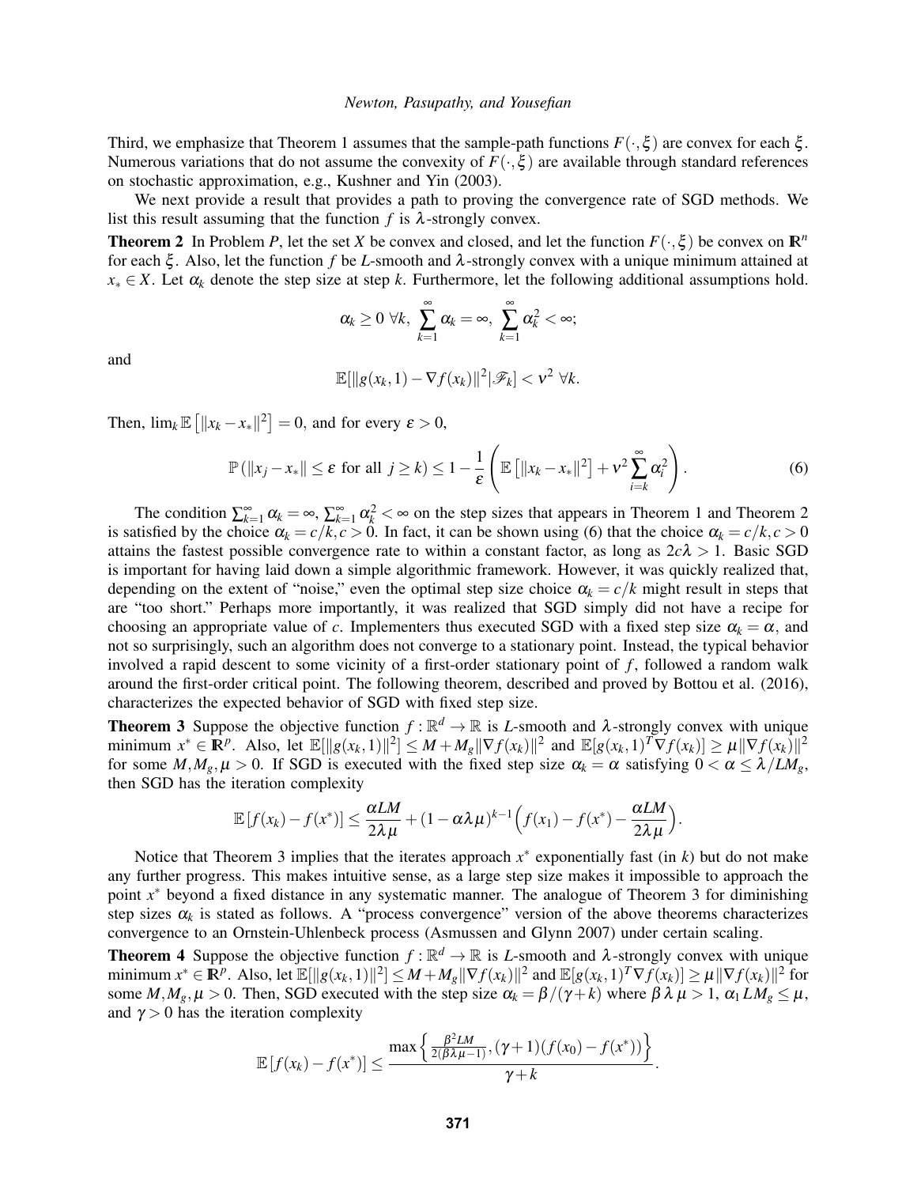Third, we emphasize that Theorem 1 assumes that the sample-path functions $F(\cdot,\xi)$ are convex for each $\xi$. Numerous variations that do not assume the convexity of $F(\cdot,\xi)$ are available through standard references on stochastic approximation, e.g., Kushner and Yin (2003).

We next provide a result that provides a path to proving the convergence rate of SGD methods. We list this result assuming that the function $f$ is $\lambda$-strongly convex.

**Theorem 2** In Problem $P$, let the set $X$ be convex and closed, and let the function $F(\cdot,\xi)$ be convex on $\mathbb{R}^n$ for each $\xi$. Also, let the function $f$ be $L$-smooth and $\lambda$-strongly convex with a unique minimum attained at $x_* \in X$. Let $\alpha_k$ denote the step size at step $k$. Furthermore, let the following additional assumptions hold.

$$\alpha_k \geq 0 \ \forall k, \ \sum_{k=1}^{\infty} \alpha_k = \infty, \ \sum_{k=1}^{\infty} \alpha_k^2 < \infty;$$

and

$$\mathbb{E}[\|g(x_k,1) - \nabla f(x_k)\|^2 | \mathscr{F}_k] < \nu^2 \ \forall k.$$

Then, $\lim_k \mathbb{E}\left[\|x_k - x_*\|^2\right] = 0$, and for every $\varepsilon > 0$,

$$\mathbb{P}\left(\|x_j - x_*\| \leq \varepsilon \text{ for all } j \geq k\right) \leq 1 - \frac{1}{\varepsilon}\left(\mathbb{E}\left[\|x_k - x_*\|^2\right] + \nu^2 \sum_{i=k}^{\infty} \alpha_i^2\right). \tag{6}$$

The condition $\sum_{k=1}^{\infty} \alpha_k = \infty, \sum_{k=1}^{\infty} \alpha_k^2 < \infty$ on the step sizes that appears in Theorem 1 and Theorem 2 is satisfied by the choice $\alpha_k = c/k, c > 0$. In fact, it can be shown using (6) that the choice $\alpha_k = c/k, c > 0$ attains the fastest possible convergence rate to within a constant factor, as long as $2c\lambda > 1$. Basic SGD is important for having laid down a simple algorithmic framework. However, it was quickly realized that, depending on the extent of "noise," even the optimal step size choice $\alpha_k = c/k$ might result in steps that are "too short." Perhaps more importantly, it was realized that SGD simply did not have a recipe for choosing an appropriate value of $c$. Implementers thus executed SGD with a fixed step size $\alpha_k = \alpha$, and not so surprisingly, such an algorithm does not converge to a stationary point. Instead, the typical behavior involved a rapid descent to some vicinity of a first-order stationary point of $f$, followed a random walk around the first-order critical point. The following theorem, described and proved by Bottou et al. (2016), characterizes the expected behavior of SGD with fixed step size.

**Theorem 3** Suppose the objective function $f : \mathbb{R}^d \to \mathbb{R}$ is $L$-smooth and $\lambda$-strongly convex with unique minimum $x^* \in \mathbb{R}^p$. Also, let $\mathbb{E}[\|g(x_k,1)\|^2] \leq M + M_g\|\nabla f(x_k)\|^2$ and $\mathbb{E}[g(x_k,1)^T \nabla f(x_k)] \geq \mu\|\nabla f(x_k)\|^2$ for some $M, M_g, \mu > 0$. If SGD is executed with the fixed step size $\alpha_k = \alpha$ satisfying $0 < \alpha \leq \lambda/LM_g$, then SGD has the iteration complexity

$$\mathbb{E}\left[f(x_k) - f(x^*)\right] \leq \frac{\alpha LM}{2\lambda\mu} + (1 - \alpha\lambda\mu)^{k-1}\Big(f(x_1) - f(x^*) - \frac{\alpha LM}{2\lambda\mu}\Big).$$

Notice that Theorem 3 implies that the iterates approach $x^*$ exponentially fast (in $k$) but do not make any further progress. This makes intuitive sense, as a large step size makes it impossible to approach the point $x^*$ beyond a fixed distance in any systematic manner. The analogue of Theorem 3 for diminishing step sizes $\alpha_k$ is stated as follows. A "process convergence" version of the above theorems characterizes convergence to an Ornstein-Uhlenbeck process (Asmussen and Glynn 2007) under certain scaling.

**Theorem 4** Suppose the objective function $f : \mathbb{R}^d \to \mathbb{R}$ is $L$-smooth and $\lambda$-strongly convex with unique minimum $x^* \in \mathbb{R}^p$. Also, let $\mathbb{E}[\|g(x_k,1)\|^2] \leq M + M_g\|\nabla f(x_k)\|^2$ and $\mathbb{E}[g(x_k,1)^T \nabla f(x_k)] \geq \mu\|\nabla f(x_k)\|^2$ for some $M, M_g, \mu > 0$. Then, SGD executed with the step size $\alpha_k = \beta/(\gamma + k)$ where $\beta\lambda\mu > 1$, $\alpha_1 LM_g \leq \mu$, and $\gamma > 0$ has the iteration complexity

$$\mathbb{E}\left[f(x_k) - f(x^*)\right] \leq \frac{\max\left\{\frac{\beta^2 LM}{2(\beta\lambda\mu - 1)}, (\gamma+1)(f(x_0) - f(x^*))\right\}}{\gamma + k}.$$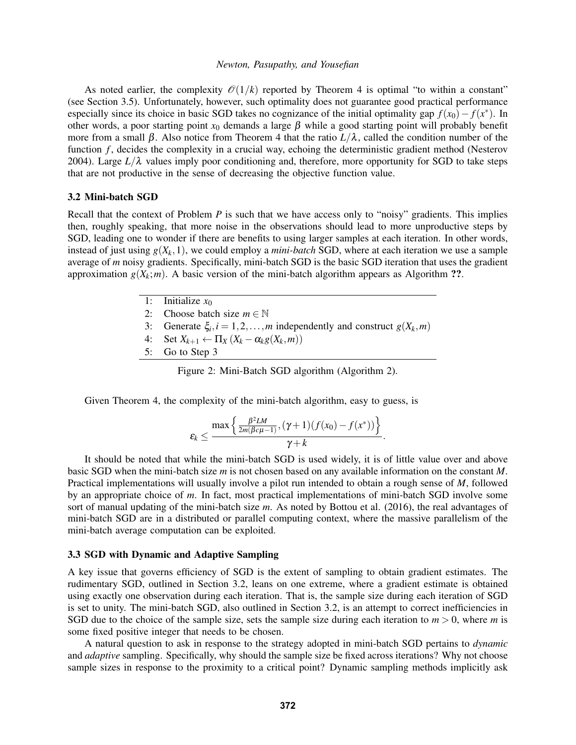As noted earlier, the complexity $\mathcal{O}(1/k)$ reported by Theorem 4 is optimal "to within a constant" (see Section 3.5). Unfortunately, however, such optimality does not guarantee good practical performance especially since its choice in basic SGD takes no cognizance of the initial optimality gap $f(x_0) - f(x^*)$. In other words, a poor starting point $x_0$ demands a large $\beta$ while a good starting point will probably benefit more from a small $\beta$. Also notice from Theorem 4 that the ratio $L/\lambda$, called the condition number of the function $f$, decides the complexity in a crucial way, echoing the deterministic gradient method (Nesterov 2004). Large $L/\lambda$ values imply poor conditioning and, therefore, more opportunity for SGD to take steps that are not productive in the sense of decreasing the objective function value.

### 3.2 Mini-batch SGD

Recall that the context of Problem $P$ is such that we have access only to "noisy" gradients. This implies then, roughly speaking, that more noise in the observations should lead to more unproductive steps by SGD, leading one to wonder if there are benefits to using larger samples at each iteration. In other words, instead of just using $g(X_k, 1)$, we could employ a *mini-batch* SGD, where at each iteration we use a sample average of $m$ noisy gradients. Specifically, mini-batch SGD is the basic SGD iteration that uses the gradient approximation $g(X_k; m)$. A basic version of the mini-batch algorithm appears as Algorithm **??**.

1: Initialize $x_0$
2: Choose batch size $m \in \mathbb{N}$
3: Generate $\xi_i, i = 1, 2, \ldots, m$ independently and construct $g(X_k, m)$
4: Set $X_{k+1} \leftarrow \Pi_X(X_k - \alpha_k g(X_k, m))$
5: Go to Step 3

Figure 2: Mini-Batch SGD algorithm (Algorithm 2).

Given Theorem 4, the complexity of the mini-batch algorithm, easy to guess, is

$$\varepsilon_k \leq \frac{\max\left\{\frac{\beta^2 LM}{2m(\beta c\mu - 1)}, (\gamma + 1)(f(x_0) - f(x^*))\right\}}{\gamma + k}.$$

It should be noted that while the mini-batch SGD is used widely, it is of little value over and above basic SGD when the mini-batch size $m$ is not chosen based on any available information on the constant $M$. Practical implementations will usually involve a pilot run intended to obtain a rough sense of $M$, followed by an appropriate choice of $m$. In fact, most practical implementations of mini-batch SGD involve some sort of manual updating of the mini-batch size $m$. As noted by Bottou et al. (2016), the real advantages of mini-batch SGD are in a distributed or parallel computing context, where the massive parallelism of the mini-batch average computation can be exploited.

### 3.3 SGD with Dynamic and Adaptive Sampling

A key issue that governs efficiency of SGD is the extent of sampling to obtain gradient estimates. The rudimentary SGD, outlined in Section 3.2, leans on one extreme, where a gradient estimate is obtained using exactly one observation during each iteration. That is, the sample size during each iteration of SGD is set to unity. The mini-batch SGD, also outlined in Section 3.2, is an attempt to correct inefficiencies in SGD due to the choice of the sample size, sets the sample size during each iteration to $m > 0$, where $m$ is some fixed positive integer that needs to be chosen.

A natural question to ask in response to the strategy adopted in mini-batch SGD pertains to *dynamic* and *adaptive* sampling. Specifically, why should the sample size be fixed across iterations? Why not choose sample sizes in response to the proximity to a critical point? Dynamic sampling methods implicitly ask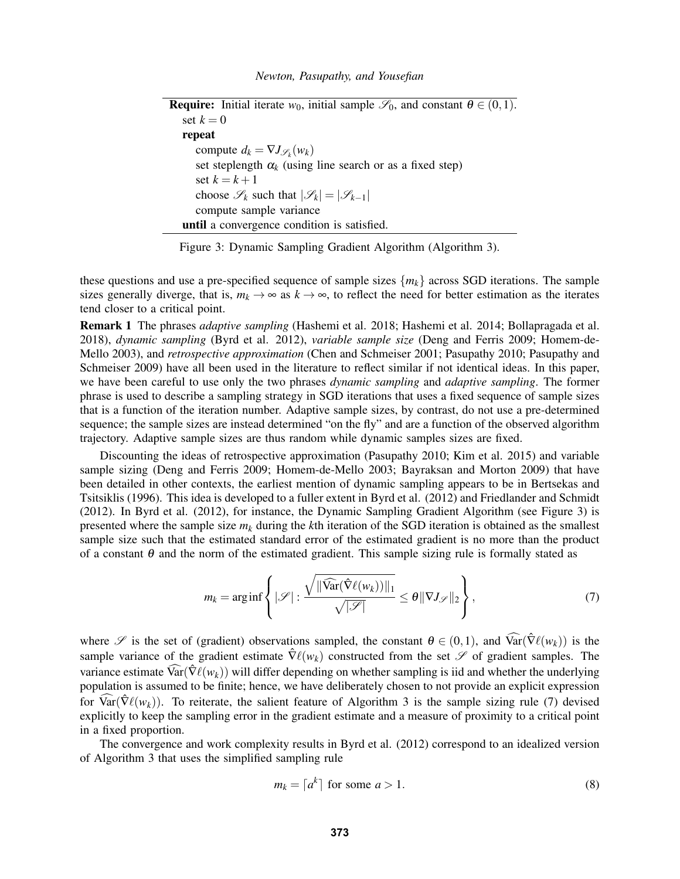**Require:** Initial iterate $w_0$, initial sample $\mathscr{S}_0$, and constant $\theta \in (0,1)$.
  set $k = 0$
  **repeat**
    compute $d_k = \nabla J_{\mathscr{S}_k}(w_k)$
    set steplength $\alpha_k$ (using line search or as a fixed step)
    set $k = k+1$
    choose $\mathscr{S}_k$ such that $|\mathscr{S}_k| = |\mathscr{S}_{k-1}|$
    compute sample variance
  **until** a convergence condition is satisfied.

Figure 3: Dynamic Sampling Gradient Algorithm (Algorithm 3).

these questions and use a pre-specified sequence of sample sizes $\{m_k\}$ across SGD iterations. The sample sizes generally diverge, that is, $m_k \to \infty$ as $k \to \infty$, to reflect the need for better estimation as the iterates tend closer to a critical point.

**Remark 1** The phrases *adaptive sampling* (Hashemi et al. 2018; Hashemi et al. 2014; Bollapragada et al. 2018), *dynamic sampling* (Byrd et al. 2012), *variable sample size* (Deng and Ferris 2009; Homem-de-Mello 2003), and *retrospective approximation* (Chen and Schmeiser 2001; Pasupathy 2010; Pasupathy and Schmeiser 2009) have all been used in the literature to reflect similar if not identical ideas. In this paper, we have been careful to use only the two phrases *dynamic sampling* and *adaptive sampling*. The former phrase is used to describe a sampling strategy in SGD iterations that uses a fixed sequence of sample sizes that is a function of the iteration number. Adaptive sample sizes, by contrast, do not use a pre-determined sequence; the sample sizes are instead determined "on the fly" and are a function of the observed algorithm trajectory. Adaptive sample sizes are thus random while dynamic samples sizes are fixed.

Discounting the ideas of retrospective approximation (Pasupathy 2010; Kim et al. 2015) and variable sample sizing (Deng and Ferris 2009; Homem-de-Mello 2003; Bayraksan and Morton 2009) that have been detailed in other contexts, the earliest mention of dynamic sampling appears to be in Bertsekas and Tsitsiklis (1996). This idea is developed to a fuller extent in Byrd et al. (2012) and Friedlander and Schmidt (2012). In Byrd et al. (2012), for instance, the Dynamic Sampling Gradient Algorithm (see Figure 3) is presented where the sample size $m_k$ during the $k$th iteration of the SGD iteration is obtained as the smallest sample size such that the estimated standard error of the estimated gradient is no more than the product of a constant $\theta$ and the norm of the estimated gradient. This sample sizing rule is formally stated as

$$m_k = \arg\inf \left\{ |\mathscr{S}| : \frac{\sqrt{\|\widehat{\mathrm{Var}}(\hat{\nabla}\ell(w_k))\|_1}}{\sqrt{|\mathscr{S}|}} \le \theta \|\nabla J_{\mathscr{S}}\|_2 \right\}, \tag{7}$$

where $\mathscr{S}$ is the set of (gradient) observations sampled, the constant $\theta \in (0,1)$, and $\widehat{\mathrm{Var}}(\hat{\nabla}\ell(w_k))$ is the sample variance of the gradient estimate $\hat{\nabla}\ell(w_k)$ constructed from the set $\mathscr{S}$ of gradient samples. The variance estimate $\widehat{\mathrm{Var}}(\hat{\nabla}\ell(w_k))$ will differ depending on whether sampling is iid and whether the underlying population is assumed to be finite; hence, we have deliberately chosen to not provide an explicit expression for $\widehat{\mathrm{Var}}(\hat{\nabla}\ell(w_k))$. To reiterate, the salient feature of Algorithm 3 is the sample sizing rule (7) devised explicitly to keep the sampling error in the gradient estimate and a measure of proximity to a critical point in a fixed proportion.

The convergence and work complexity results in Byrd et al. (2012) correspond to an idealized version of Algorithm 3 that uses the simplified sampling rule

$$m_k = \lceil a^k \rceil \text{ for some } a > 1. \tag{8}$$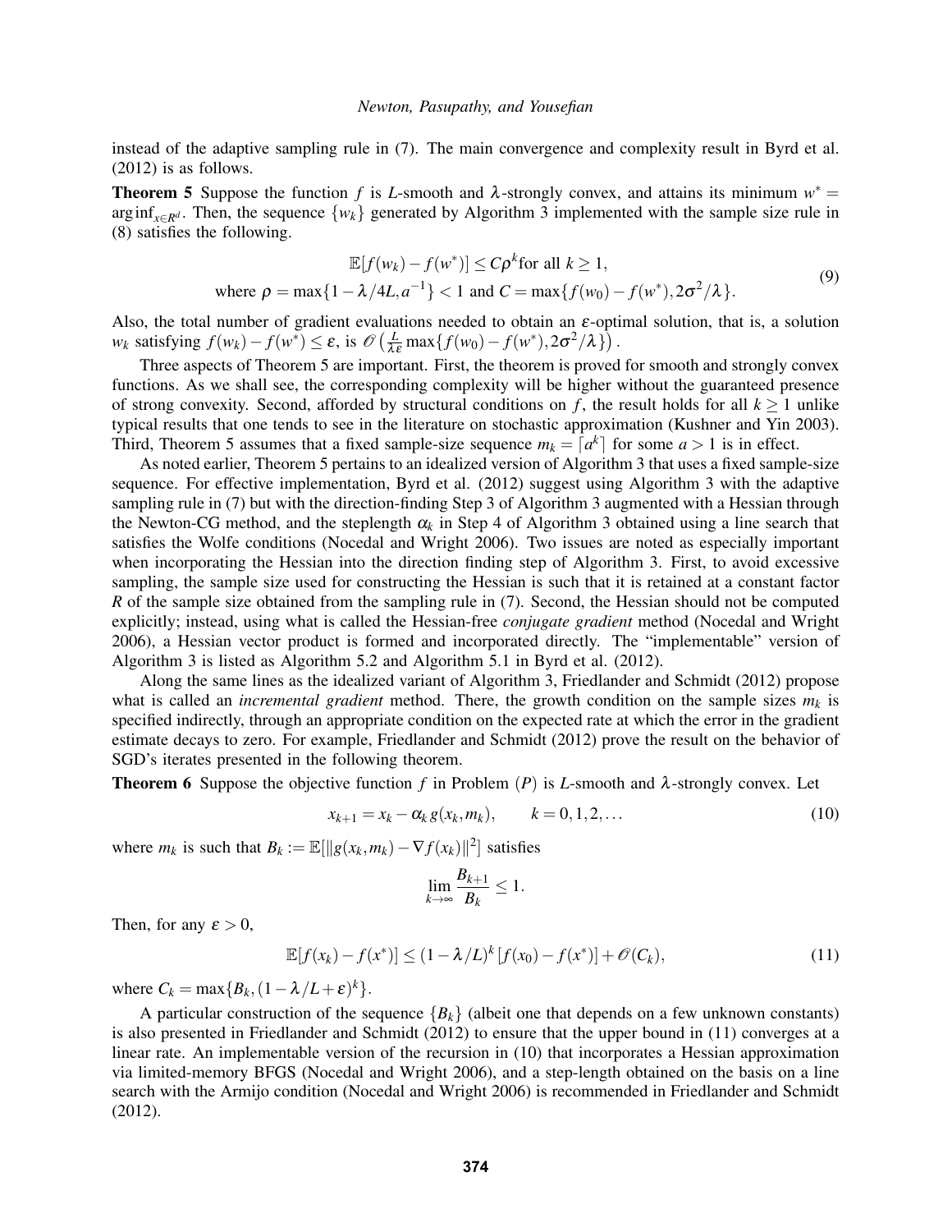instead of the adaptive sampling rule in (7). The main convergence and complexity result in Byrd et al. (2012) is as follows.

**Theorem 5** Suppose the function $f$ is $L$-smooth and $\lambda$-strongly convex, and attains its minimum $w^* = \arg\inf_{x \in R^d}$. Then, the sequence $\{w_k\}$ generated by Algorithm 3 implemented with the sample size rule in (8) satisfies the following.

$$
\begin{aligned}
\mathbb{E}[f(w_k) - f(w^*)] &\leq C\rho^k \text{for all } k \geq 1, \\
\text{where } \rho = \max\{1 - \lambda/4L, a^{-1}\} &< 1 \text{ and } C = \max\{f(w_0) - f(w^*), 2\sigma^2/\lambda\}.
\end{aligned}
\tag{9}
$$

Also, the total number of gradient evaluations needed to obtain an $\varepsilon$-optimal solution, that is, a solution $w_k$ satisfying $f(w_k) - f(w^*) \leq \varepsilon$, is $\mathscr{O}\left(\frac{L}{\lambda\varepsilon}\max\{f(w_0) - f(w^*), 2\sigma^2/\lambda\}\right)$.

Three aspects of Theorem 5 are important. First, the theorem is proved for smooth and strongly convex functions. As we shall see, the corresponding complexity will be higher without the guaranteed presence of strong convexity. Second, afforded by structural conditions on $f$, the result holds for all $k \geq 1$ unlike typical results that one tends to see in the literature on stochastic approximation (Kushner and Yin 2003). Third, Theorem 5 assumes that a fixed sample-size sequence $m_k = \lceil a^k \rceil$ for some $a > 1$ is in effect.

As noted earlier, Theorem 5 pertains to an idealized version of Algorithm 3 that uses a fixed sample-size sequence. For effective implementation, Byrd et al. (2012) suggest using Algorithm 3 with the adaptive sampling rule in (7) but with the direction-finding Step 3 of Algorithm 3 augmented with a Hessian through the Newton-CG method, and the steplength $\alpha_k$ in Step 4 of Algorithm 3 obtained using a line search that satisfies the Wolfe conditions (Nocedal and Wright 2006). Two issues are noted as especially important when incorporating the Hessian into the direction finding step of Algorithm 3. First, to avoid excessive sampling, the sample size used for constructing the Hessian is such that it is retained at a constant factor $R$ of the sample size obtained from the sampling rule in (7). Second, the Hessian should not be computed explicitly; instead, using what is called the Hessian-free *conjugate gradient* method (Nocedal and Wright 2006), a Hessian vector product is formed and incorporated directly. The "implementable" version of Algorithm 3 is listed as Algorithm 5.2 and Algorithm 5.1 in Byrd et al. (2012).

Along the same lines as the idealized variant of Algorithm 3, Friedlander and Schmidt (2012) propose what is called an *incremental gradient* method. There, the growth condition on the sample sizes $m_k$ is specified indirectly, through an appropriate condition on the expected rate at which the error in the gradient estimate decays to zero. For example, Friedlander and Schmidt (2012) prove the result on the behavior of SGD's iterates presented in the following theorem.

**Theorem 6** Suppose the objective function $f$ in Problem $(P)$ is $L$-smooth and $\lambda$-strongly convex. Let

$$
x_{k+1} = x_k - \alpha_k g(x_k, m_k), \qquad k = 0, 1, 2, \ldots \tag{10}
$$

where $m_k$ is such that $B_k := \mathbb{E}[\|g(x_k, m_k) - \nabla f(x_k)\|^2]$ satisfies

$$
\lim_{k \to \infty} \frac{B_{k+1}}{B_k} \leq 1.
$$

Then, for any $\varepsilon > 0$,

$$
\mathbb{E}[f(x_k) - f(x^*)] \leq (1 - \lambda/L)^k [f(x_0) - f(x^*)] + \mathscr{O}(C_k), \tag{11}
$$

where $C_k = \max\{B_k, (1 - \lambda/L + \varepsilon)^k\}$.

A particular construction of the sequence $\{B_k\}$ (albeit one that depends on a few unknown constants) is also presented in Friedlander and Schmidt (2012) to ensure that the upper bound in (11) converges at a linear rate. An implementable version of the recursion in (10) that incorporates a Hessian approximation via limited-memory BFGS (Nocedal and Wright 2006), and a step-length obtained on the basis on a line search with the Armijo condition (Nocedal and Wright 2006) is recommended in Friedlander and Schmidt (2012).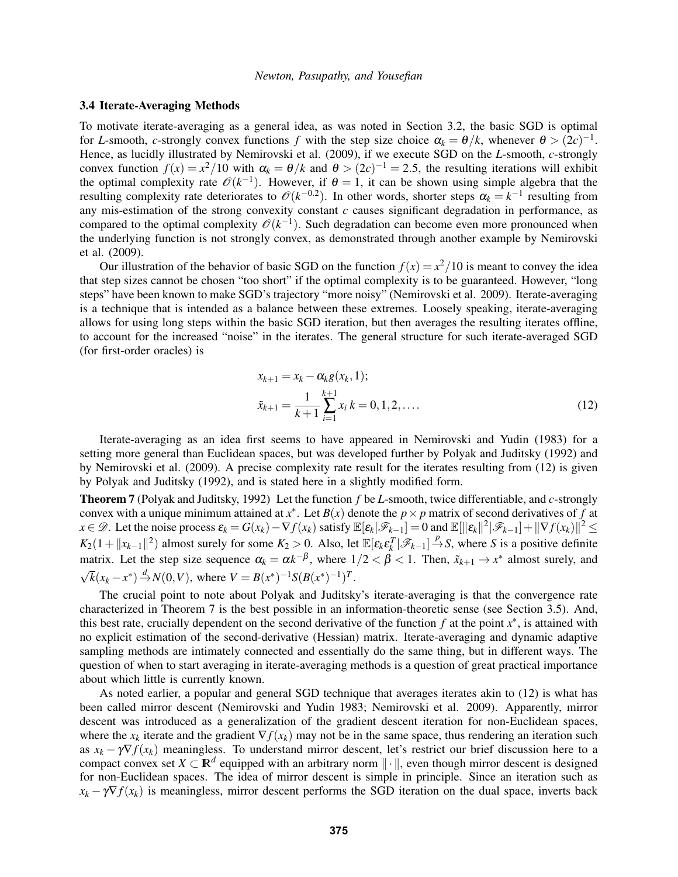### 3.4 Iterate-Averaging Methods

To motivate iterate-averaging as a general idea, as was noted in Section 3.2, the basic SGD is optimal for $L$-smooth, $c$-strongly convex functions $f$ with the step size choice $\alpha_k = \theta/k$, whenever $\theta > (2c)^{-1}$. Hence, as lucidly illustrated by Nemirovski et al. (2009), if we execute SGD on the $L$-smooth, $c$-strongly convex function $f(x) = x^2/10$ with $\alpha_k = \theta/k$ and $\theta > (2c)^{-1} = 2.5$, the resulting iterations will exhibit the optimal complexity rate $\mathcal{O}(k^{-1})$. However, if $\theta = 1$, it can be shown using simple algebra that the resulting complexity rate deteriorates to $\mathcal{O}(k^{-0.2})$. In other words, shorter steps $\alpha_k = k^{-1}$ resulting from any mis-estimation of the strong convexity constant $c$ causes significant degradation in performance, as compared to the optimal complexity $\mathcal{O}(k^{-1})$. Such degradation can become even more pronounced when the underlying function is not strongly convex, as demonstrated through another example by Nemirovski et al. (2009).

Our illustration of the behavior of basic SGD on the function $f(x) = x^2/10$ is meant to convey the idea that step sizes cannot be chosen "too short" if the optimal complexity is to be guaranteed. However, "long steps" have been known to make SGD's trajectory "more noisy" (Nemirovski et al. 2009). Iterate-averaging is a technique that is intended as a balance between these extremes. Loosely speaking, iterate-averaging allows for using long steps within the basic SGD iteration, but then averages the resulting iterates offline, to account for the increased "noise" in the iterates. The general structure for such iterate-averaged SGD (for first-order oracles) is

$$
\begin{aligned}
x_{k+1} &= x_k - \alpha_k g(x_k, 1); \\
\tilde{x}_{k+1} &= \frac{1}{k+1}\sum_{i=1}^{k+1} x_i \; k = 0, 1, 2, \ldots.
\end{aligned}
\tag{12}
$$

Iterate-averaging as an idea first seems to have appeared in Nemirovski and Yudin (1983) for a setting more general than Euclidean spaces, but was developed further by Polyak and Juditsky (1992) and by Nemirovski et al. (2009). A precise complexity rate result for the iterates resulting from (12) is given by Polyak and Juditsky (1992), and is stated here in a slightly modified form.

**Theorem 7** (Polyak and Juditsky, 1992) Let the function $f$ be $L$-smooth, twice differentiable, and $c$-strongly convex with a unique minimum attained at $x^*$. Let $B(x)$ denote the $p \times p$ matrix of second derivatives of $f$ at $x \in \mathscr{D}$. Let the noise process $\varepsilon_k = G(x_k) - \nabla f(x_k)$ satisfy $\mathbb{E}[\varepsilon_k | \mathscr{F}_{k-1}] = 0$ and $\mathbb{E}[\|\varepsilon_k\|^2 | \mathscr{F}_{k-1}] + \|\nabla f(x_k)\|^2 \leq K_2(1 + \|x_{k-1}\|^2)$ almost surely for some $K_2 > 0$. Also, let $\mathbb{E}[\varepsilon_k \varepsilon_k^T | \mathscr{F}_{k-1}] \xrightarrow{p} S$, where $S$ is a positive definite matrix. Let the step size sequence $\alpha_k = \alpha k^{-\beta}$, where $1/2 < \beta < 1$. Then, $\tilde{x}_{k+1} \to x^*$ almost surely, and $\sqrt{k}(x_k - x^*) \xrightarrow{d} N(0, V)$, where $V = B(x^*)^{-1} S (B(x^*)^{-1})^T$.

The crucial point to note about Polyak and Juditsky's iterate-averaging is that the convergence rate characterized in Theorem 7 is the best possible in an information-theoretic sense (see Section 3.5). And, this best rate, crucially dependent on the second derivative of the function $f$ at the point $x^*$, is attained with no explicit estimation of the second-derivative (Hessian) matrix. Iterate-averaging and dynamic adaptive sampling methods are intimately connected and essentially do the same thing, but in different ways. The question of when to start averaging in iterate-averaging methods is a question of great practical importance about which little is currently known.

As noted earlier, a popular and general SGD technique that averages iterates akin to (12) is what has been called mirror descent (Nemirovski and Yudin 1983; Nemirovski et al. 2009). Apparently, mirror descent was introduced as a generalization of the gradient descent iteration for non-Euclidean spaces, where the $x_k$ iterate and the gradient $\nabla f(x_k)$ may not be in the same space, thus rendering an iteration such as $x_k - \gamma \nabla f(x_k)$ meaningless. To understand mirror descent, let's restrict our brief discussion here to a compact convex set $X \subset \mathbb{R}^d$ equipped with an arbitrary norm $\|\cdot\|$, even though mirror descent is designed for non-Euclidean spaces. The idea of mirror descent is simple in principle. Since an iteration such as $x_k - \gamma \nabla f(x_k)$ is meaningless, mirror descent performs the SGD iteration on the dual space, inverts back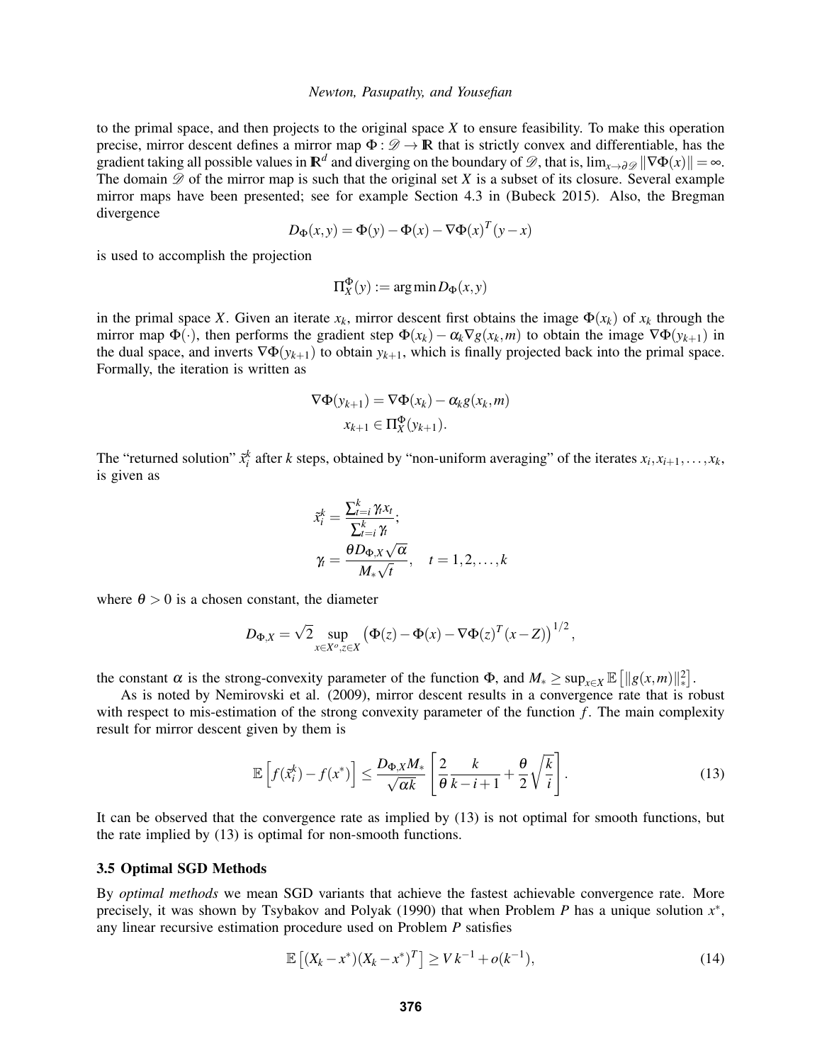to the primal space, and then projects to the original space $X$ to ensure feasibility. To make this operation precise, mirror descent defines a mirror map $\Phi : \mathscr{D} \to \mathbb{R}$ that is strictly convex and differentiable, has the gradient taking all possible values in $\mathbb{R}^d$ and diverging on the boundary of $\mathscr{D}$, that is, $\lim_{x \to \partial \mathscr{D}} \|\nabla \Phi(x)\| = \infty$. The domain $\mathscr{D}$ of the mirror map is such that the original set $X$ is a subset of its closure. Several example mirror maps have been presented; see for example Section 4.3 in (Bubeck 2015). Also, the Bregman divergence

$$D_\Phi(x,y) = \Phi(y) - \Phi(x) - \nabla \Phi(x)^T (y - x)$$

is used to accomplish the projection

$$\Pi_X^\Phi(y) := \arg\min D_\Phi(x,y)$$

in the primal space $X$. Given an iterate $x_k$, mirror descent first obtains the image $\Phi(x_k)$ of $x_k$ through the mirror map $\Phi(\cdot)$, then performs the gradient step $\Phi(x_k) - \alpha_k \nabla g(x_k,m)$ to obtain the image $\nabla \Phi(y_{k+1})$ in the dual space, and inverts $\nabla \Phi(y_{k+1})$ to obtain $y_{k+1}$, which is finally projected back into the primal space. Formally, the iteration is written as

$$\begin{aligned}
\nabla \Phi(y_{k+1}) &= \nabla \Phi(x_k) - \alpha_k g(x_k, m) \\
x_{k+1} &\in \Pi_X^\Phi(y_{k+1}).
\end{aligned}$$

The "returned solution" $\tilde{x}_i^k$ after $k$ steps, obtained by "non-uniform averaging" of the iterates $x_i, x_{i+1}, \ldots, x_k$, is given as

$$\begin{aligned}
\tilde{x}_i^k &= \frac{\sum_{t=i}^k \gamma_t x_t}{\sum_{t=i}^k \gamma_t}; \\
\gamma_t &= \frac{\theta D_{\Phi,X} \sqrt{\alpha}}{M_* \sqrt{t}}, \quad t = 1, 2, \ldots, k
\end{aligned}$$

where $\theta > 0$ is a chosen constant, the diameter

$$D_{\Phi,X} = \sqrt{2} \sup_{x \in X^o, z \in X} \left( \Phi(z) - \Phi(x) - \nabla \Phi(z)^T (x - Z) \right)^{1/2},$$

the constant $\alpha$ is the strong-convexity parameter of the function $\Phi$, and $M_* \geq \sup_{x \in X} \mathbb{E}\left[\|g(x,m)\|_*^2\right]$.

As is noted by Nemirovski et al. (2009), mirror descent results in a convergence rate that is robust with respect to mis-estimation of the strong convexity parameter of the function $f$. The main complexity result for mirror descent given by them is

$$\mathbb{E}\left[f(\tilde{x}_i^k) - f(x^*)\right] \leq \frac{D_{\Phi,X} M_*}{\sqrt{\alpha k}} \left[\frac{2}{\theta} \frac{k}{k-i+1} + \frac{\theta}{2} \sqrt{\frac{k}{i}}\right]. \tag{13}$$

It can be observed that the convergence rate as implied by (13) is not optimal for smooth functions, but the rate implied by (13) is optimal for non-smooth functions.

### 3.5 Optimal SGD Methods

By *optimal methods* we mean SGD variants that achieve the fastest achievable convergence rate. More precisely, it was shown by Tsybakov and Polyak (1990) that when Problem $P$ has a unique solution $x^*$, any linear recursive estimation procedure used on Problem $P$ satisfies

$$\mathbb{E}\left[(X_k - x^*)(X_k - x^*)^T\right] \geq V k^{-1} + o(k^{-1}), \tag{14}$$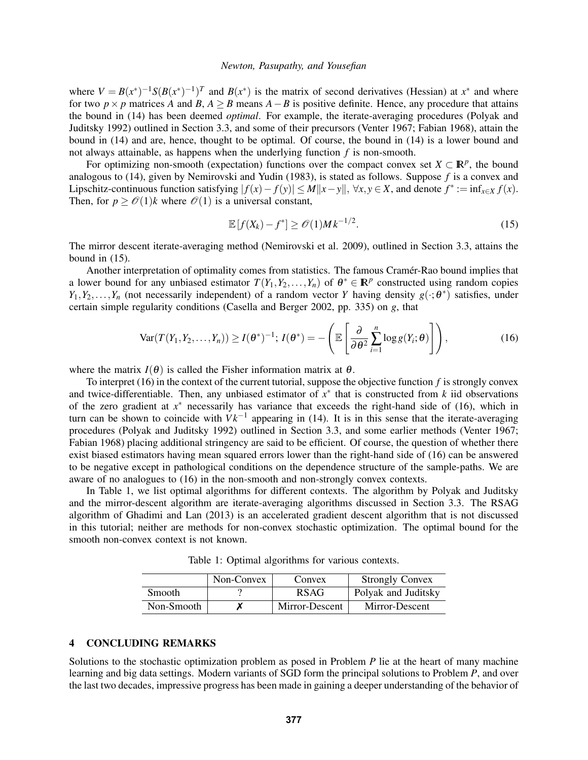where $V = B(x^*)^{-1}S(B(x^*)^{-1})^T$ and $B(x^*)$ is the matrix of second derivatives (Hessian) at $x^*$ and where for two $p \times p$ matrices $A$ and $B$, $A \geq B$ means $A - B$ is positive definite. Hence, any procedure that attains the bound in (14) has been deemed *optimal*. For example, the iterate-averaging procedures (Polyak and Juditsky 1992) outlined in Section 3.3, and some of their precursors (Venter 1967; Fabian 1968), attain the bound in (14) and are, hence, thought to be optimal. Of course, the bound in (14) is a lower bound and not always attainable, as happens when the underlying function $f$ is non-smooth.

For optimizing non-smooth (expectation) functions over the compact convex set $X \subset \mathbb{R}^p$, the bound analogous to (14), given by Nemirovski and Yudin (1983), is stated as follows. Suppose $f$ is a convex and Lipschitz-continuous function satisfying $|f(x) - f(y)| \leq M\|x - y\|$, $\forall x, y \in X$, and denote $f^* := \inf_{x \in X} f(x)$. Then, for $p \geq \mathcal{O}(1)k$ where $\mathcal{O}(1)$ is a universal constant,

$$\mathbb{E}\left[f(X_k) - f^*\right] \geq \mathcal{O}(1)Mk^{-1/2}. \tag{15}$$

The mirror descent iterate-averaging method (Nemirovski et al. 2009), outlined in Section 3.3, attains the bound in (15).

Another interpretation of optimality comes from statistics. The famous Cramér-Rao bound implies that a lower bound for any unbiased estimator $T(Y_1, Y_2, \ldots, Y_n)$ of $\theta^* \in \mathbb{R}^p$ constructed using random copies $Y_1, Y_2, \ldots, Y_n$ (not necessarily independent) of a random vector $Y$ having density $g(\cdot; \theta^*)$ satisfies, under certain simple regularity conditions (Casella and Berger 2002, pp. 335) on $g$, that

$$\text{Var}(T(Y_1, Y_2, \ldots, Y_n)) \geq I(\theta^*)^{-1}; \; I(\theta^*) = -\left(\mathbb{E}\left[\frac{\partial}{\partial \theta^2}\sum_{i=1}^{n}\log g(Y_i; \theta)\right]\right), \tag{16}$$

where the matrix $I(\theta)$ is called the Fisher information matrix at $\theta$.

To interpret (16) in the context of the current tutorial, suppose the objective function $f$ is strongly convex and twice-differentiable. Then, any unbiased estimator of $x^*$ that is constructed from $k$ iid observations of the zero gradient at $x^*$ necessarily has variance that exceeds the right-hand side of (16), which in turn can be shown to coincide with $Vk^{-1}$ appearing in (14). It is in this sense that the iterate-averaging procedures (Polyak and Juditsky 1992) outlined in Section 3.3, and some earlier methods (Venter 1967; Fabian 1968) placing additional stringency are said to be efficient. Of course, the question of whether there exist biased estimators having mean squared errors lower than the right-hand side of (16) can be answered to be negative except in pathological conditions on the dependence structure of the sample-paths. We are aware of no analogues to (16) in the non-smooth and non-strongly convex contexts.

In Table 1, we list optimal algorithms for different contexts. The algorithm by Polyak and Juditsky and the mirror-descent algorithm are iterate-averaging algorithms discussed in Section 3.3. The RSAG algorithm of Ghadimi and Lan (2013) is an accelerated gradient descent algorithm that is not discussed in this tutorial; neither are methods for non-convex stochastic optimization. The optimal bound for the smooth non-convex context is not known.

Table 1: Optimal algorithms for various contexts.

| | Non-Convex | Convex | Strongly Convex |
|---|---|---|---|
| Smooth | ? | RSAG | Polyak and Juditsky |
| Non-Smooth | ✗ | Mirror-Descent | Mirror-Descent |

## 4 CONCLUDING REMARKS

Solutions to the stochastic optimization problem as posed in Problem $P$ lie at the heart of many machine learning and big data settings. Modern variants of SGD form the principal solutions to Problem $P$, and over the last two decades, impressive progress has been made in gaining a deeper understanding of the behavior of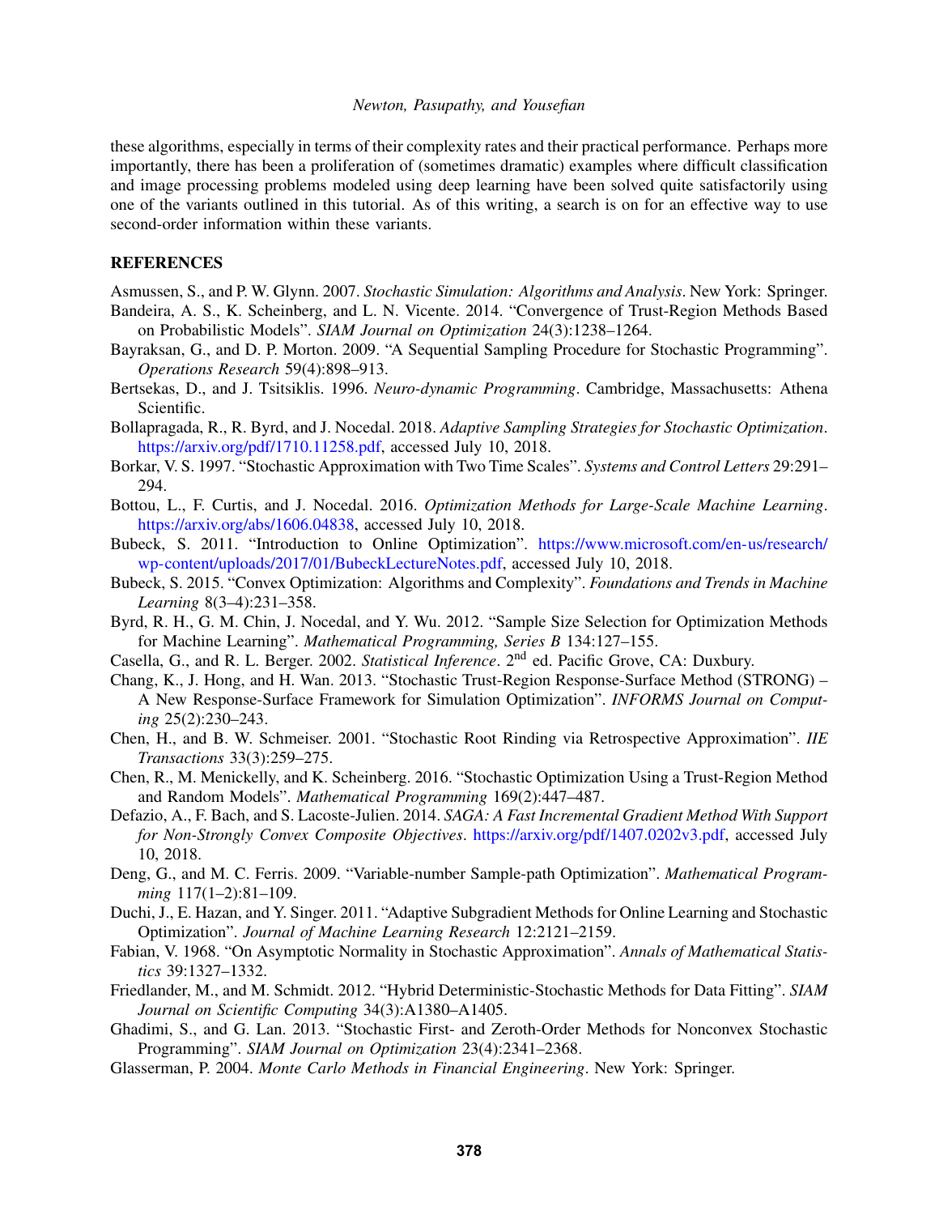these algorithms, especially in terms of their complexity rates and their practical performance. Perhaps more importantly, there has been a proliferation of (sometimes dramatic) examples where difficult classification and image processing problems modeled using deep learning have been solved quite satisfactorily using one of the variants outlined in this tutorial. As of this writing, a search is on for an effective way to use second-order information within these variants.

## REFERENCES

Asmussen, S., and P. W. Glynn. 2007. *Stochastic Simulation: Algorithms and Analysis*. New York: Springer.

Bandeira, A. S., K. Scheinberg, and L. N. Vicente. 2014. "Convergence of Trust-Region Methods Based on Probabilistic Models". *SIAM Journal on Optimization* 24(3):1238–1264.

Bayraksan, G., and D. P. Morton. 2009. "A Sequential Sampling Procedure for Stochastic Programming". *Operations Research* 59(4):898–913.

Bertsekas, D., and J. Tsitsiklis. 1996. *Neuro-dynamic Programming*. Cambridge, Massachusetts: Athena Scientific.

Bollapragada, R., R. Byrd, and J. Nocedal. 2018. *Adaptive Sampling Strategies for Stochastic Optimization*. https://arxiv.org/pdf/1710.11258.pdf, accessed July 10, 2018.

Borkar, V. S. 1997. "Stochastic Approximation with Two Time Scales". *Systems and Control Letters* 29:291–294.

Bottou, L., F. Curtis, and J. Nocedal. 2016. *Optimization Methods for Large-Scale Machine Learning*. https://arxiv.org/abs/1606.04838, accessed July 10, 2018.

Bubeck, S. 2011. "Introduction to Online Optimization". https://www.microsoft.com/en-us/research/wp-content/uploads/2017/01/BubeckLectureNotes.pdf, accessed July 10, 2018.

Bubeck, S. 2015. "Convex Optimization: Algorithms and Complexity". *Foundations and Trends in Machine Learning* 8(3–4):231–358.

Byrd, R. H., G. M. Chin, J. Nocedal, and Y. Wu. 2012. "Sample Size Selection for Optimization Methods for Machine Learning". *Mathematical Programming, Series B* 134:127–155.

Casella, G., and R. L. Berger. 2002. *Statistical Inference*. 2nd ed. Pacific Grove, CA: Duxbury.

Chang, K., J. Hong, and H. Wan. 2013. "Stochastic Trust-Region Response-Surface Method (STRONG) – A New Response-Surface Framework for Simulation Optimization". *INFORMS Journal on Computing* 25(2):230–243.

Chen, H., and B. W. Schmeiser. 2001. "Stochastic Root Rinding via Retrospective Approximation". *IIE Transactions* 33(3):259–275.

Chen, R., M. Menickelly, and K. Scheinberg. 2016. "Stochastic Optimization Using a Trust-Region Method and Random Models". *Mathematical Programming* 169(2):447–487.

Defazio, A., F. Bach, and S. Lacoste-Julien. 2014. *SAGA: A Fast Incremental Gradient Method With Support for Non-Strongly Convex Composite Objectives*. https://arxiv.org/pdf/1407.0202v3.pdf, accessed July 10, 2018.

Deng, G., and M. C. Ferris. 2009. "Variable-number Sample-path Optimization". *Mathematical Programming* 117(1–2):81–109.

Duchi, J., E. Hazan, and Y. Singer. 2011. "Adaptive Subgradient Methods for Online Learning and Stochastic Optimization". *Journal of Machine Learning Research* 12:2121–2159.

Fabian, V. 1968. "On Asymptotic Normality in Stochastic Approximation". *Annals of Mathematical Statistics* 39:1327–1332.

Friedlander, M., and M. Schmidt. 2012. "Hybrid Deterministic-Stochastic Methods for Data Fitting". *SIAM Journal on Scientific Computing* 34(3):A1380–A1405.

Ghadimi, S., and G. Lan. 2013. "Stochastic First- and Zeroth-Order Methods for Nonconvex Stochastic Programming". *SIAM Journal on Optimization* 23(4):2341–2368.

Glasserman, P. 2004. *Monte Carlo Methods in Financial Engineering*. New York: Springer.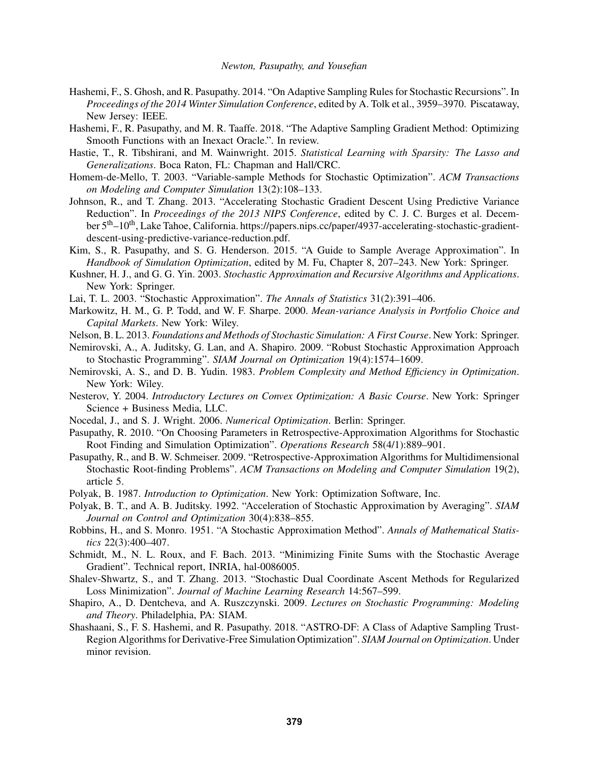Hashemi, F., S. Ghosh, and R. Pasupathy. 2014. "On Adaptive Sampling Rules for Stochastic Recursions". In *Proceedings of the 2014 Winter Simulation Conference*, edited by A. Tolk et al., 3959–3970. Piscataway, New Jersey: IEEE.

Hashemi, F., R. Pasupathy, and M. R. Taaffe. 2018. "The Adaptive Sampling Gradient Method: Optimizing Smooth Functions with an Inexact Oracle.". In review.

Hastie, T., R. Tibshirani, and M. Wainwright. 2015. *Statistical Learning with Sparsity: The Lasso and Generalizations*. Boca Raton, FL: Chapman and Hall/CRC.

Homem-de-Mello, T. 2003. "Variable-sample Methods for Stochastic Optimization". *ACM Transactions on Modeling and Computer Simulation* 13(2):108–133.

Johnson, R., and T. Zhang. 2013. "Accelerating Stochastic Gradient Descent Using Predictive Variance Reduction". In *Proceedings of the 2013 NIPS Conference*, edited by C. J. C. Burges et al. December 5th–10th, Lake Tahoe, California. https://papers.nips.cc/paper/4937-accelerating-stochastic-gradient-descent-using-predictive-variance-reduction.pdf.

Kim, S., R. Pasupathy, and S. G. Henderson. 2015. "A Guide to Sample Average Approximation". In *Handbook of Simulation Optimization*, edited by M. Fu, Chapter 8, 207–243. New York: Springer.

Kushner, H. J., and G. G. Yin. 2003. *Stochastic Approximation and Recursive Algorithms and Applications*. New York: Springer.

Lai, T. L. 2003. "Stochastic Approximation". *The Annals of Statistics* 31(2):391–406.

Markowitz, H. M., G. P. Todd, and W. F. Sharpe. 2000. *Mean-variance Analysis in Portfolio Choice and Capital Markets*. New York: Wiley.

Nelson, B. L. 2013. *Foundations and Methods of Stochastic Simulation: A First Course*. New York: Springer.

Nemirovski, A., A. Juditsky, G. Lan, and A. Shapiro. 2009. "Robust Stochastic Approximation Approach to Stochastic Programming". *SIAM Journal on Optimization* 19(4):1574–1609.

Nemirovski, A. S., and D. B. Yudin. 1983. *Problem Complexity and Method Efficiency in Optimization*. New York: Wiley.

Nesterov, Y. 2004. *Introductory Lectures on Convex Optimization: A Basic Course*. New York: Springer Science + Business Media, LLC.

Nocedal, J., and S. J. Wright. 2006. *Numerical Optimization*. Berlin: Springer.

Pasupathy, R. 2010. "On Choosing Parameters in Retrospective-Approximation Algorithms for Stochastic Root Finding and Simulation Optimization". *Operations Research* 58(4/1):889–901.

Pasupathy, R., and B. W. Schmeiser. 2009. "Retrospective-Approximation Algorithms for Multidimensional Stochastic Root-finding Problems". *ACM Transactions on Modeling and Computer Simulation* 19(2), article 5.

Polyak, B. 1987. *Introduction to Optimization*. New York: Optimization Software, Inc.

Polyak, B. T., and A. B. Juditsky. 1992. "Acceleration of Stochastic Approximation by Averaging". *SIAM Journal on Control and Optimization* 30(4):838–855.

Robbins, H., and S. Monro. 1951. "A Stochastic Approximation Method". *Annals of Mathematical Statistics* 22(3):400–407.

Schmidt, M., N. L. Roux, and F. Bach. 2013. "Minimizing Finite Sums with the Stochastic Average Gradient". Technical report, INRIA, hal-0086005.

Shalev-Shwartz, S., and T. Zhang. 2013. "Stochastic Dual Coordinate Ascent Methods for Regularized Loss Minimization". *Journal of Machine Learning Research* 14:567–599.

Shapiro, A., D. Dentcheva, and A. Ruszczynski. 2009. *Lectures on Stochastic Programming: Modeling and Theory*. Philadelphia, PA: SIAM.

Shashaani, S., F. S. Hashemi, and R. Pasupathy. 2018. "ASTRO-DF: A Class of Adaptive Sampling Trust-Region Algorithms for Derivative-Free Simulation Optimization". *SIAM Journal on Optimization*. Under minor revision.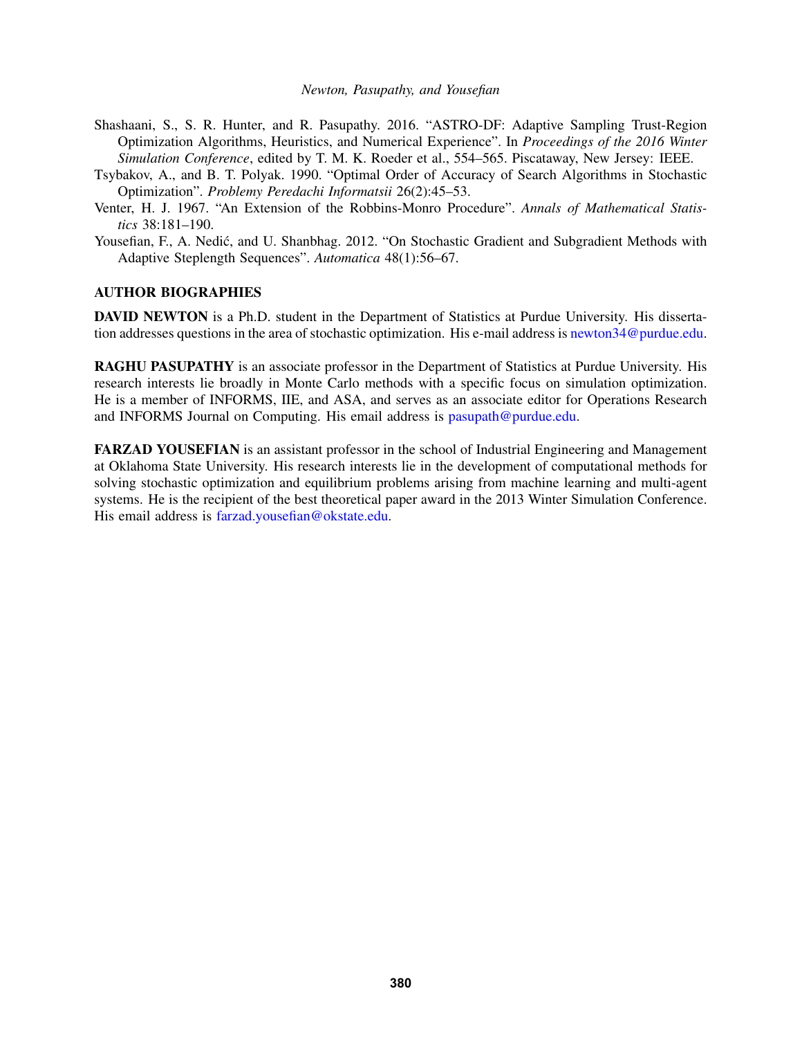Shashaani, S., S. R. Hunter, and R. Pasupathy. 2016. "ASTRO-DF: Adaptive Sampling Trust-Region Optimization Algorithms, Heuristics, and Numerical Experience". In *Proceedings of the 2016 Winter Simulation Conference*, edited by T. M. K. Roeder et al., 554–565. Piscataway, New Jersey: IEEE.

Tsybakov, A., and B. T. Polyak. 1990. "Optimal Order of Accuracy of Search Algorithms in Stochastic Optimization". *Problemy Peredachi Informatsii* 26(2):45–53.

Venter, H. J. 1967. "An Extension of the Robbins-Monro Procedure". *Annals of Mathematical Statistics* 38:181–190.

Yousefian, F., A. Nedić, and U. Shanbhag. 2012. "On Stochastic Gradient and Subgradient Methods with Adaptive Steplength Sequences". *Automatica* 48(1):56–67.

## AUTHOR BIOGRAPHIES

**DAVID NEWTON** is a Ph.D. student in the Department of Statistics at Purdue University. His dissertation addresses questions in the area of stochastic optimization. His e-mail address is newton34@purdue.edu.

**RAGHU PASUPATHY** is an associate professor in the Department of Statistics at Purdue University. His research interests lie broadly in Monte Carlo methods with a specific focus on simulation optimization. He is a member of INFORMS, IIE, and ASA, and serves as an associate editor for Operations Research and INFORMS Journal on Computing. His email address is pasupath@purdue.edu.

**FARZAD YOUSEFIAN** is an assistant professor in the school of Industrial Engineering and Management at Oklahoma State University. His research interests lie in the development of computational methods for solving stochastic optimization and equilibrium problems arising from machine learning and multi-agent systems. He is the recipient of the best theoretical paper award in the 2013 Winter Simulation Conference. His email address is farzad.yousefian@okstate.edu.